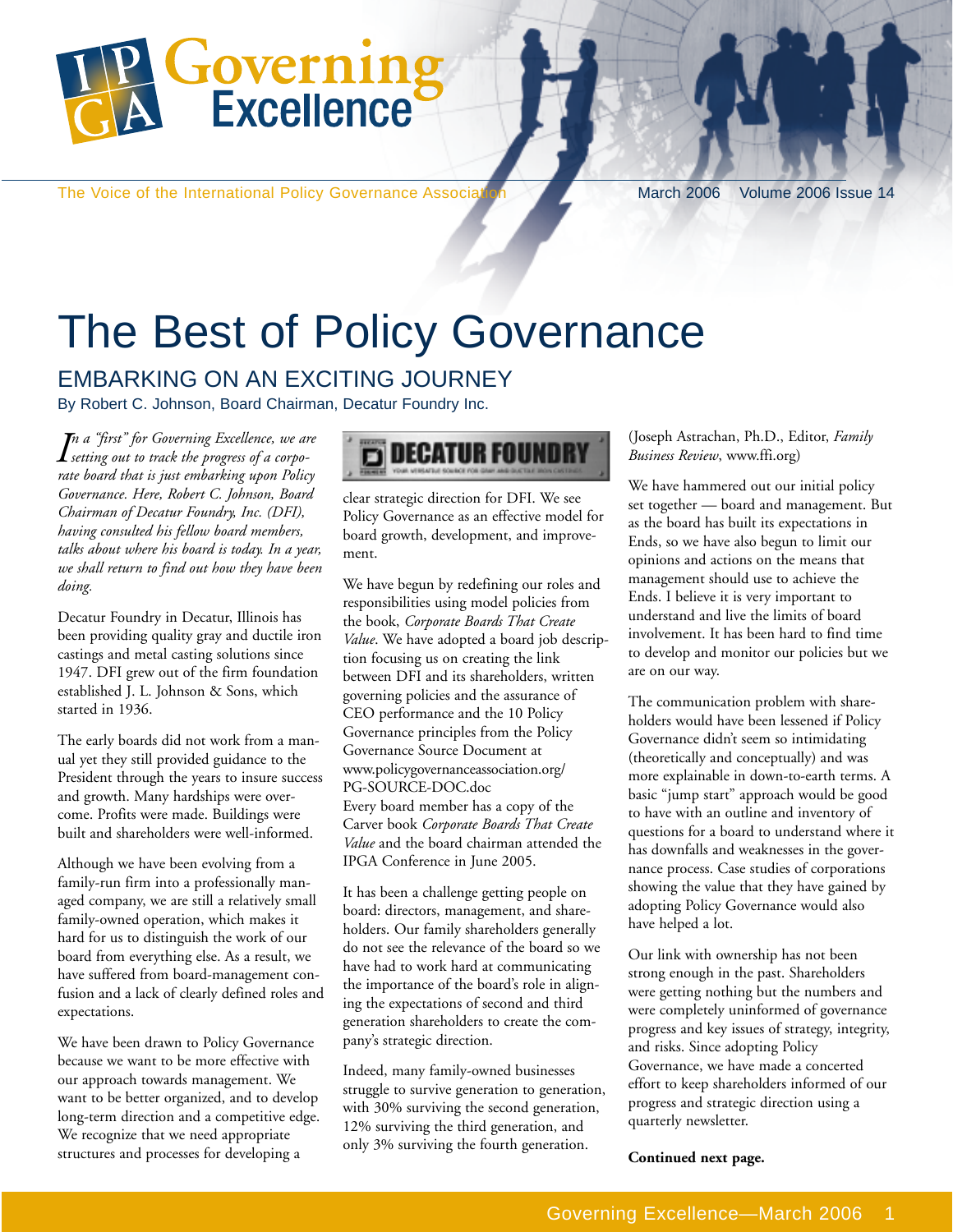# Governing Excellence

The Voice of the International Policy Governance Association

March 2006 Volume 2006 Issue 14

# The Best of Policy Governance

## EMBARKING ON AN EXCITING JOURNEY

By Robert C. Johnson, Board Chairman, Decatur Foundry Inc.

*In a "first" for Governing Excellence, we are setting out to track the progress of a corporate board that is just embarking upon Policy Governance. Here, Robert C. Johnson, Board Chairman of Decatur Foundry, Inc. (DFI), having consulted his fellow board members, talks about where his board is today. In a year, we shall return to find out how they have been doing.*

Decatur Foundry in Decatur, Illinois has been providing quality gray and ductile iron castings and metal casting solutions since 1947. DFI grew out of the firm foundation established J. L. Johnson & Sons, which started in 1936.

The early boards did not work from a manual yet they still provided guidance to the President through the years to insure success and growth. Many hardships were overcome. Profits were made. Buildings were built and shareholders were well-informed.

Although we have been evolving from a family-run firm into a professionally managed company, we are still a relatively small family-owned operation, which makes it hard for us to distinguish the work of our board from everything else. As a result, we have suffered from board-management confusion and a lack of clearly defined roles and expectations.

We have been drawn to Policy Governance because we want to be more effective with our approach towards management. We want to be better organized, and to develop long-term direction and a competitive edge. We recognize that we need appropriate structures and processes for developing a clear strategic direction for DFI. We see Policy Governance as an effective model for board growth, development, and improvement.

We have begun by redefining our roles and responsibilities using model policies from the book, *Corporate Boards That Create Value*. We have adopted a board job description focusing us on creating the link between DFI and its shareholders, written governing policies and the assurance of CEO performance and the 10 Policy Governance principles from the Policy Governance Source Document at www.policygovernanceassociation.org/PG-SOURCE-DOC.doc
Every board member has a copy of the Carver book *Corporate Boards That Create Value* and the board chairman attended the IPGA Conference in June 2005.

It has been a challenge getting people on board: directors, management, and shareholders. Our family shareholders generally do not see the relevance of the board so we have had to work hard at communicating the importance of the board's role in aligning the expectations of second and third generation shareholders to create the company's strategic direction.

Indeed, many family-owned businesses struggle to survive generation to generation, with 30% surviving the second generation, 12% surviving the third generation, and only 3% surviving the fourth generation. (Joseph Astrachan, Ph.D., Editor, *Family Business Review*, www.ffi.org)

We have hammered out our initial policy set together — board and management. But as the board has built its expectations in Ends, so we have also begun to limit our opinions and actions on the means that management should use to achieve the Ends. I believe it is very important to understand and live the limits of board involvement. It has been hard to find time to develop and monitor our policies but we are on our way.

The communication problem with shareholders would have been lessened if Policy Governance didn't seem so intimidating (theoretically and conceptually) and was more explainable in down-to-earth terms. A basic "jump start" approach would be good to have with an outline and inventory of questions for a board to understand where it has downfalls and weaknesses in the governance process. Case studies of corporations showing the value that they have gained by adopting Policy Governance would also have helped a lot.

Our link with ownership has not been strong enough in the past. Shareholders were getting nothing but the numbers and were completely uninformed of governance progress and key issues of strategy, integrity, and risks. Since adopting Policy Governance, we have made a concerted effort to keep shareholders informed of our progress and strategic direction using a quarterly newsletter.

**Continued next page.**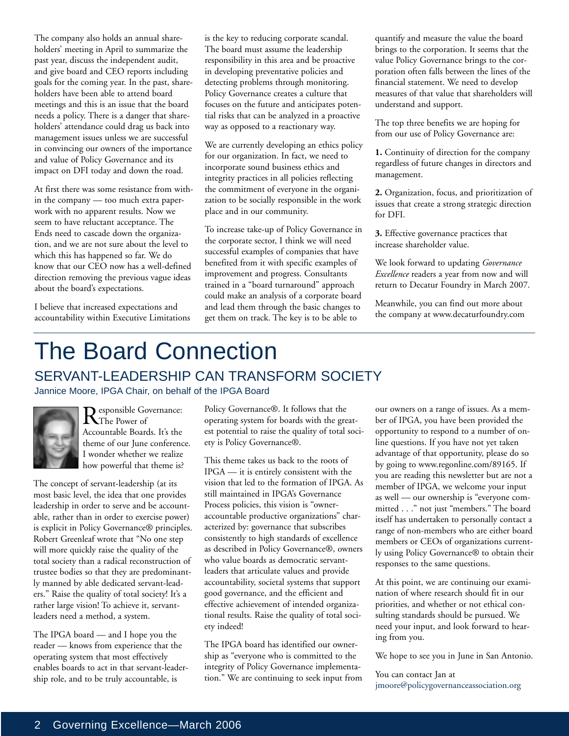The company also holds an annual shareholders' meeting in April to summarize the past year, discuss the independent audit, and give board and CEO reports including goals for the coming year. In the past, shareholders have been able to attend board meetings and this is an issue that the board needs a policy. There is a danger that shareholders' attendance could drag us back into management issues unless we are successful in convincing our owners of the importance and value of Policy Governance and its impact on DFI today and down the road.

At first there was some resistance from within the company — too much extra paperwork with no apparent results. Now we seem to have reluctant acceptance. The Ends need to cascade down the organization, and we are not sure about the level to which this has happened so far. We do know that our CEO now has a well-defined direction removing the previous vague ideas about the board's expectations.

I believe that increased expectations and accountability within Executive Limitations is the key to reducing corporate scandal. The board must assume the leadership responsibility in this area and be proactive in developing preventative policies and detecting problems through monitoring. Policy Governance creates a culture that focuses on the future and anticipates potential risks that can be analyzed in a proactive way as opposed to a reactionary way.

We are currently developing an ethics policy for our organization. In fact, we need to incorporate sound business ethics and integrity practices in all policies reflecting the commitment of everyone in the organization to be socially responsible in the work place and in our community.

To increase take-up of Policy Governance in the corporate sector, I think we will need successful examples of companies that have benefited from it with specific examples of improvement and progress. Consultants trained in a "board turnaround" approach could make an analysis of a corporate board and lead them through the basic changes to get them on track. The key is to be able to quantify and measure the value the board brings to the corporation. It seems that the value Policy Governance brings to the corporation often falls between the lines of the financial statement. We need to develop measures of that value that shareholders will understand and support.

The top three benefits we are hoping for from our use of Policy Governance are:

**1.** Continuity of direction for the company regardless of future changes in directors and management.

**2.** Organization, focus, and prioritization of issues that create a strong strategic direction for DFI.

**3.** Effective governance practices that increase shareholder value.

We look forward to updating *Governance Excellence* readers a year from now and will return to Decatur Foundry in March 2007.

Meanwhile, you can find out more about the company at www.decaturfoundry.com

# The Board Connection

## SERVANT-LEADERSHIP CAN TRANSFORM SOCIETY

Jannice Moore, IPGA Chair, on behalf of the IPGA Board

Responsible Governance: The Power of Accountable Boards. It's the theme of our June conference. I wonder whether we realize how powerful that theme is?

The concept of servant-leadership (at its most basic level, the idea that one provides leadership in order to serve and be accountable, rather than in order to exercise power) is explicit in Policy Governance® principles. Robert Greenleaf wrote that "No one step will more quickly raise the quality of the total society than a radical reconstruction of trustee bodies so that they are predominantly manned by able dedicated servant-leaders." Raise the quality of total society! It's a rather large vision! To achieve it, servant-leaders need a method, a system.

The IPGA board — and I hope you the reader — knows from experience that the operating system that most effectively enables boards to act in that servant-leadership role, and to be truly accountable, is Policy Governance®. It follows that the operating system for boards with the greatest potential to raise the quality of total society is Policy Governance®.

This theme takes us back to the roots of IPGA — it is entirely consistent with the vision that led to the formation of IPGA. As still maintained in IPGA's Governance Process policies, this vision is "owner-accountable productive organizations" characterized by: governance that subscribes consistently to high standards of excellence as described in Policy Governance®, owners who value boards as democratic servant-leaders that articulate values and provide accountability, societal systems that support good governance, and the efficient and effective achievement of intended organizational results. Raise the quality of total society indeed!

The IPGA board has identified our ownership as "everyone who is committed to the integrity of Policy Governance implementation." We are continuing to seek input from our owners on a range of issues. As a member of IPGA, you have been provided the opportunity to respond to a number of on-line questions. If you have not yet taken advantage of that opportunity, please do so by going to www.regonline.com/89165. If you are reading this newsletter but are not a member of IPGA, we welcome your input as well — our ownership is "everyone committed . . ." not just "members." The board itself has undertaken to personally contact a range of non-members who are either board members or CEOs of organizations currently using Policy Governance® to obtain their responses to the same questions.

At this point, we are continuing our examination of where research should fit in our priorities, and whether or not ethical consulting standards should be pursued. We need your input, and look forward to hearing from you.

We hope to see you in June in San Antonio.

You can contact Jan at jmoore@policygovernanceassociation.org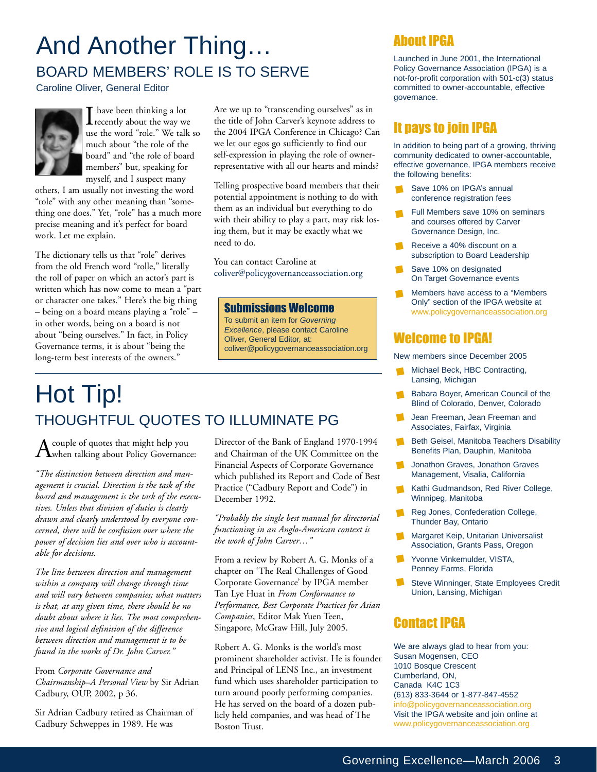# And Another Thing…

## BOARD MEMBERS' ROLE IS TO SERVE

Caroline Oliver, General Editor

I have been thinking a lot recently about the way we use the word "role." We talk so much about "the role of the board" and "the role of board members" but, speaking for myself, and I suspect many others, I am usually not investing the word "role" with any other meaning than "something one does." Yet, "role" has a much more precise meaning and it's perfect for board work. Let me explain.

The dictionary tells us that "role" derives from the old French word "rolle," literally the roll of paper on which an actor's part is written which has now come to mean a "part or character one takes." Here's the big thing – being on a board means playing a "role" – in other words, being on a board is not about "being ourselves." In fact, in Policy Governance terms, it is about "being the long-term best interests of the owners."

Are we up to "transcending ourselves" as in the title of John Carver's keynote address to the 2004 IPGA Conference in Chicago? Can we let our egos go sufficiently to find our self-expression in playing the role of owner-representative with all our hearts and minds?

Telling prospective board members that their potential appointment is nothing to do with them as an individual but everything to do with their ability to play a part, may risk losing them, but it may be exactly what we need to do.

You can contact Caroline at coliver@policygovernanceassociation.org

### Submissions Welcome

To submit an item for *Governing Excellence*, please contact Caroline Oliver, General Editor, at: coliver@policygovernanceassociation.org

# Hot Tip!

## THOUGHTFUL QUOTES TO ILLUMINATE PG

A couple of quotes that might help you when talking about Policy Governance:

*"The distinction between direction and management is crucial. Direction is the task of the board and management is the task of the executives. Unless that division of duties is clearly drawn and clearly understood by everyone concerned, there will be confusion over where the power of decision lies and over who is accountable for decisions.*

*The line between direction and management within a company will change through time and will vary between companies; what matters is that, at any given time, there should be no doubt about where it lies. The most comprehensive and logical definition of the difference between direction and management is to be found in the works of Dr. John Carver."*

From *Corporate Governance and Chairmanship–A Personal View* by Sir Adrian Cadbury, OUP, 2002, p 36.

Sir Adrian Cadbury retired as Chairman of Cadbury Schweppes in 1989. He was Director of the Bank of England 1970-1994 and Chairman of the UK Committee on the Financial Aspects of Corporate Governance which published its Report and Code of Best Practice ("Cadbury Report and Code") in December 1992.

*"Probably the single best manual for directorial functioning in an Anglo-American context is the work of John Carver…"*

From a review by Robert A. G. Monks of a chapter on 'The Real Challenges of Good Corporate Governance' by IPGA member Tan Lye Huat in *From Conformance to Performance, Best Corporate Practices for Asian Companies*, Editor Mak Yuen Teen, Singapore, McGraw Hill, July 2005.

Robert A. G. Monks is the world's most prominent shareholder activist. He is founder and Principal of LENS Inc., an investment fund which uses shareholder participation to turn around poorly performing companies. He has served on the board of a dozen publicly held companies, and was head of The Boston Trust.

## About IPGA

Launched in June 2001, the International Policy Governance Association (IPGA) is a not-for-profit corporation with 501-c(3) status committed to owner-accountable, effective governance.

## It pays to join IPGA

In addition to being part of a growing, thriving community dedicated to owner-accountable, effective governance, IPGA members receive the following benefits:

- Save 10% on IPGA's annual conference registration fees
- Full Members save 10% on seminars and courses offered by Carver Governance Design, Inc.
- Receive a 40% discount on a subscription to Board Leadership
- Save 10% on designated On Target Governance events
- Members have access to a "Members Only" section of the IPGA website at www.policygovernanceassociation.org

## Welcome to IPGA!

New members since December 2005

- Michael Beck, HBC Contracting, Lansing, Michigan
- Babara Boyer, American Council of the Blind of Colorado, Denver, Colorado
- Jean Freeman, Jean Freeman and Associates, Fairfax, Virginia
- Beth Geisel, Manitoba Teachers Disability Benefits Plan, Dauphin, Manitoba
- Jonathon Graves, Jonathon Graves Management, Visalia, California
- Kathi Gudmandson, Red River College, Winnipeg, Manitoba
- Reg Jones, Confederation College, Thunder Bay, Ontario
- Margaret Keip, Unitarian Universalist Association, Grants Pass, Oregon
- Yvonne Vinkemulder, VISTA, Penney Farms, Florida
- Steve Winninger, State Employees Credit Union, Lansing, Michigan

## Contact IPGA

We are always glad to hear from you:
Susan Mogensen, CEO
1010 Bosque Crescent
Cumberland, ON,
Canada K4C 1C3
(613) 833-3644 or 1-877-847-4552
info@policygovernanceassociation.org
Visit the IPGA website and join online at
www.policygovernanceassociation.org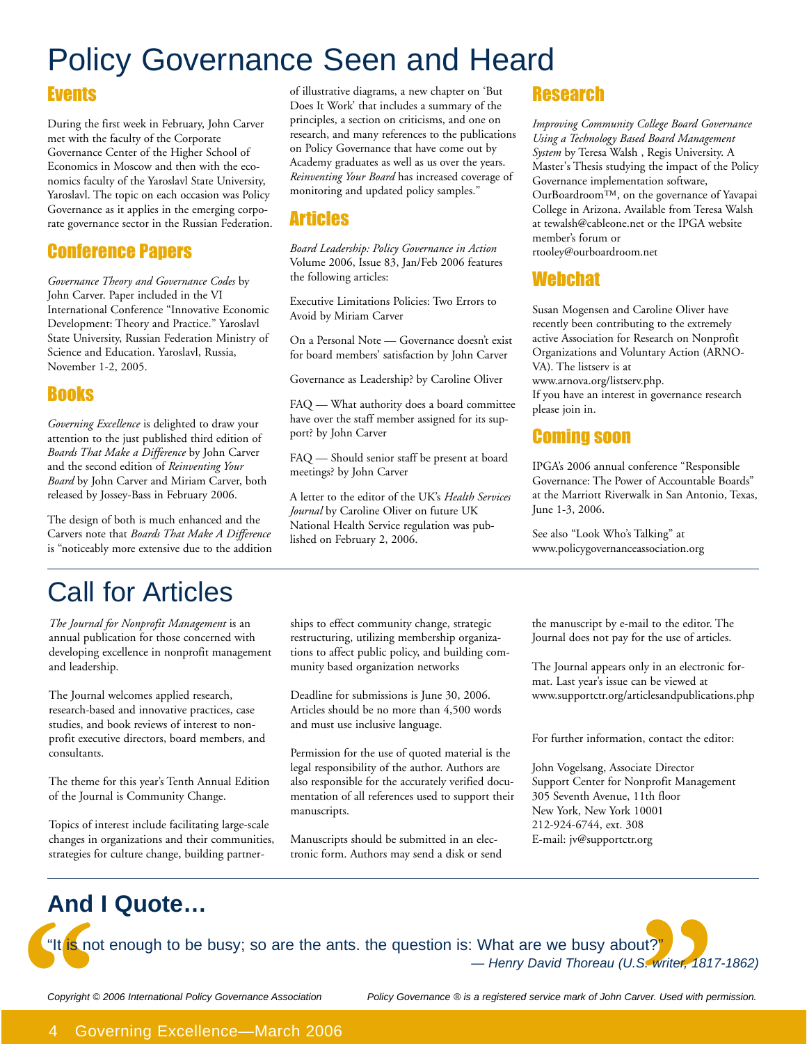# Policy Governance Seen and Heard

## Events

During the first week in February, John Carver met with the faculty of the Corporate Governance Center of the Higher School of Economics in Moscow and then with the economics faculty of the Yaroslavl State University, Yaroslavl. The topic on each occasion was Policy Governance as it applies in the emerging corporate governance sector in the Russian Federation.

## Conference Papers

*Governance Theory and Governance Codes* by John Carver. Paper included in the VI International Conference "Innovative Economic Development: Theory and Practice." Yaroslavl State University, Russian Federation Ministry of Science and Education. Yaroslavl, Russia, November 1-2, 2005.

## Books

*Governing Excellence* is delighted to draw your attention to the just published third edition of *Boards That Make a Difference* by John Carver and the second edition of *Reinventing Your Board* by John Carver and Miriam Carver, both released by Jossey-Bass in February 2006.

The design of both is much enhanced and the Carvers note that *Boards That Make A Difference* is "noticeably more extensive due to the addition of illustrative diagrams, a new chapter on 'But Does It Work' that includes a summary of the principles, a section on criticisms, and one on research, and many references to the publications on Policy Governance that have come out by Academy graduates as well as us over the years. *Reinventing Your Board* has increased coverage of monitoring and updated policy samples."

## Articles

*Board Leadership: Policy Governance in Action* Volume 2006, Issue 83, Jan/Feb 2006 features the following articles:

Executive Limitations Policies: Two Errors to Avoid by Miriam Carver

On a Personal Note — Governance doesn't exist for board members' satisfaction by John Carver

Governance as Leadership? by Caroline Oliver

FAQ — What authority does a board committee have over the staff member assigned for its support? by John Carver

FAQ — Should senior staff be present at board meetings? by John Carver

A letter to the editor of the UK's *Health Services Journal* by Caroline Oliver on future UK National Health Service regulation was published on February 2, 2006.

## Research

*Improving Community College Board Governance Using a Technology Based Board Management System* by Teresa Walsh , Regis University. A Master's Thesis studying the impact of the Policy Governance implementation software, OurBoardroom™, on the governance of Yavapai College in Arizona. Available from Teresa Walsh at tewalsh@cableone.net or the IPGA website member's forum or rtooley@ourboardroom.net

## Webchat

Susan Mogensen and Caroline Oliver have recently been contributing to the extremely active Association for Research on Nonprofit Organizations and Voluntary Action (ARNOVA). The listserv is at www.arnova.org/listserv.php.
If you have an interest in governance research please join in.

## Coming soon

IPGA's 2006 annual conference "Responsible Governance: The Power of Accountable Boards" at the Marriott Riverwalk in San Antonio, Texas, June 1-3, 2006.

See also "Look Who's Talking" at www.policygovernanceassociation.org

# Call for Articles

*The Journal for Nonprofit Management* is an annual publication for those concerned with developing excellence in nonprofit management and leadership.

The Journal welcomes applied research, research-based and innovative practices, case studies, and book reviews of interest to nonprofit executive directors, board members, and consultants.

The theme for this year's Tenth Annual Edition of the Journal is Community Change.

Topics of interest include facilitating large-scale changes in organizations and their communities, strategies for culture change, building partnerships to effect community change, strategic restructuring, utilizing membership organizations to affect public policy, and building community based organization networks

Deadline for submissions is June 30, 2006. Articles should be no more than 4,500 words and must use inclusive language.

Permission for the use of quoted material is the legal responsibility of the author. Authors are also responsible for the accurately verified documentation of all references used to support their manuscripts.

Manuscripts should be submitted in an electronic form. Authors may send a disk or send the manuscript by e-mail to the editor. The Journal does not pay for the use of articles.

The Journal appears only in an electronic format. Last year's issue can be viewed at www.supportctr.org/articlesandpublications.php

For further information, contact the editor:

John Vogelsang, Associate Director
Support Center for Nonprofit Management
305 Seventh Avenue, 11th floor
New York, New York 10001
212-924-6744, ext. 308
E-mail: jv@supportctr.org

## And I Quote…

"It is not enough to be busy; so are the ants. the question is: What are we busy about?"

*— Henry David Thoreau (U.S. writer, 1817-1862)*

*Copyright © 2006 International Policy Governance Association*

*Policy Governance ® is a registered service mark of John Carver. Used with permission.*